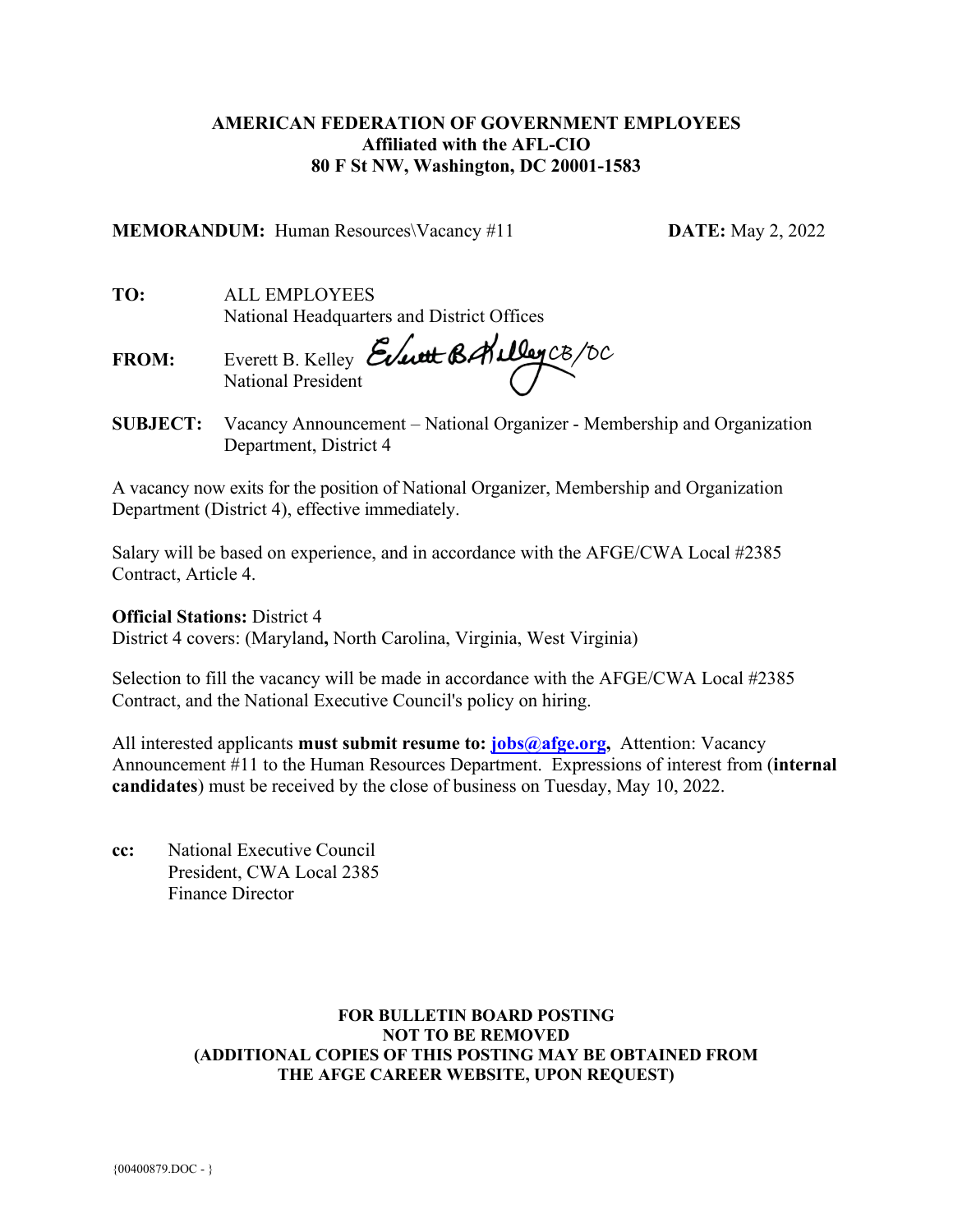**AMERICAN FEDERATION OF GOVERNMENT EMPLOYEES**
**Affiliated with the AFL-CIO**
**80 F St NW, Washington, DC 20001-1583**

**MEMORANDUM:** Human Resources\Vacancy #11 **DATE:** May 2, 2022

**TO:** ALL EMPLOYEES
National Headquarters and District Offices

**FROM:** Everett B. Kelley
National President

**SUBJECT:** Vacancy Announcement – National Organizer - Membership and Organization Department, District 4

A vacancy now exits for the position of National Organizer, Membership and Organization Department (District 4), effective immediately.

Salary will be based on experience, and in accordance with the AFGE/CWA Local #2385 Contract, Article 4.

**Official Stations:** District 4
District 4 covers: (Maryland**,** North Carolina, Virginia, West Virginia)

Selection to fill the vacancy will be made in accordance with the AFGE/CWA Local #2385 Contract, and the National Executive Council's policy on hiring.

All interested applicants **must submit resume to: jobs@afge.org,** Attention: Vacancy Announcement #11 to the Human Resources Department. Expressions of interest from (**internal candidates**) must be received by the close of business on Tuesday, May 10, 2022.

**cc:** National Executive Council
President, CWA Local 2385
Finance Director

**FOR BULLETIN BOARD POSTING**
**NOT TO BE REMOVED**
**(ADDITIONAL COPIES OF THIS POSTING MAY BE OBTAINED FROM THE AFGE CAREER WEBSITE, UPON REQUEST)**

{00400879.DOC - }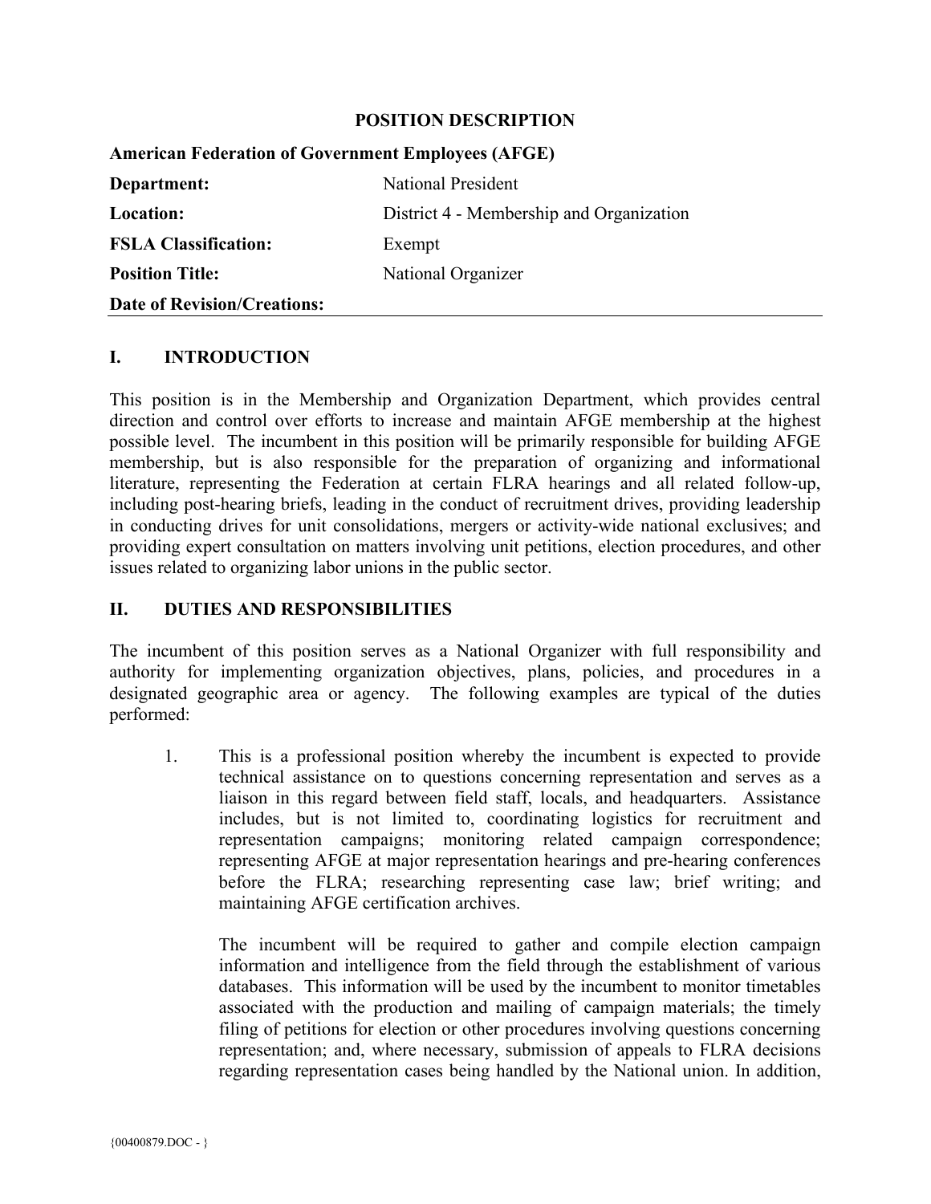**POSITION DESCRIPTION**

| **American Federation of Government Employees (AFGE)** | |
|---|---|
| **Department:** | National President |
| **Location:** | District 4 - Membership and Organization |
| **FSLA Classification:** | Exempt |
| **Position Title:** | National Organizer |
| **Date of Revision/Creations:** | |

## I. INTRODUCTION

This position is in the Membership and Organization Department, which provides central direction and control over efforts to increase and maintain AFGE membership at the highest possible level. The incumbent in this position will be primarily responsible for building AFGE membership, but is also responsible for the preparation of organizing and informational literature, representing the Federation at certain FLRA hearings and all related follow-up, including post-hearing briefs, leading in the conduct of recruitment drives, providing leadership in conducting drives for unit consolidations, mergers or activity-wide national exclusives; and providing expert consultation on matters involving unit petitions, election procedures, and other issues related to organizing labor unions in the public sector.

## II. DUTIES AND RESPONSIBILITIES

The incumbent of this position serves as a National Organizer with full responsibility and authority for implementing organization objectives, plans, policies, and procedures in a designated geographic area or agency. The following examples are typical of the duties performed:

1. This is a professional position whereby the incumbent is expected to provide technical assistance on to questions concerning representation and serves as a liaison in this regard between field staff, locals, and headquarters. Assistance includes, but is not limited to, coordinating logistics for recruitment and representation campaigns; monitoring related campaign correspondence; representing AFGE at major representation hearings and pre-hearing conferences before the FLRA; researching representing case law; brief writing; and maintaining AFGE certification archives.

   The incumbent will be required to gather and compile election campaign information and intelligence from the field through the establishment of various databases. This information will be used by the incumbent to monitor timetables associated with the production and mailing of campaign materials; the timely filing of petitions for election or other procedures involving questions concerning representation; and, where necessary, submission of appeals to FLRA decisions regarding representation cases being handled by the National union. In addition,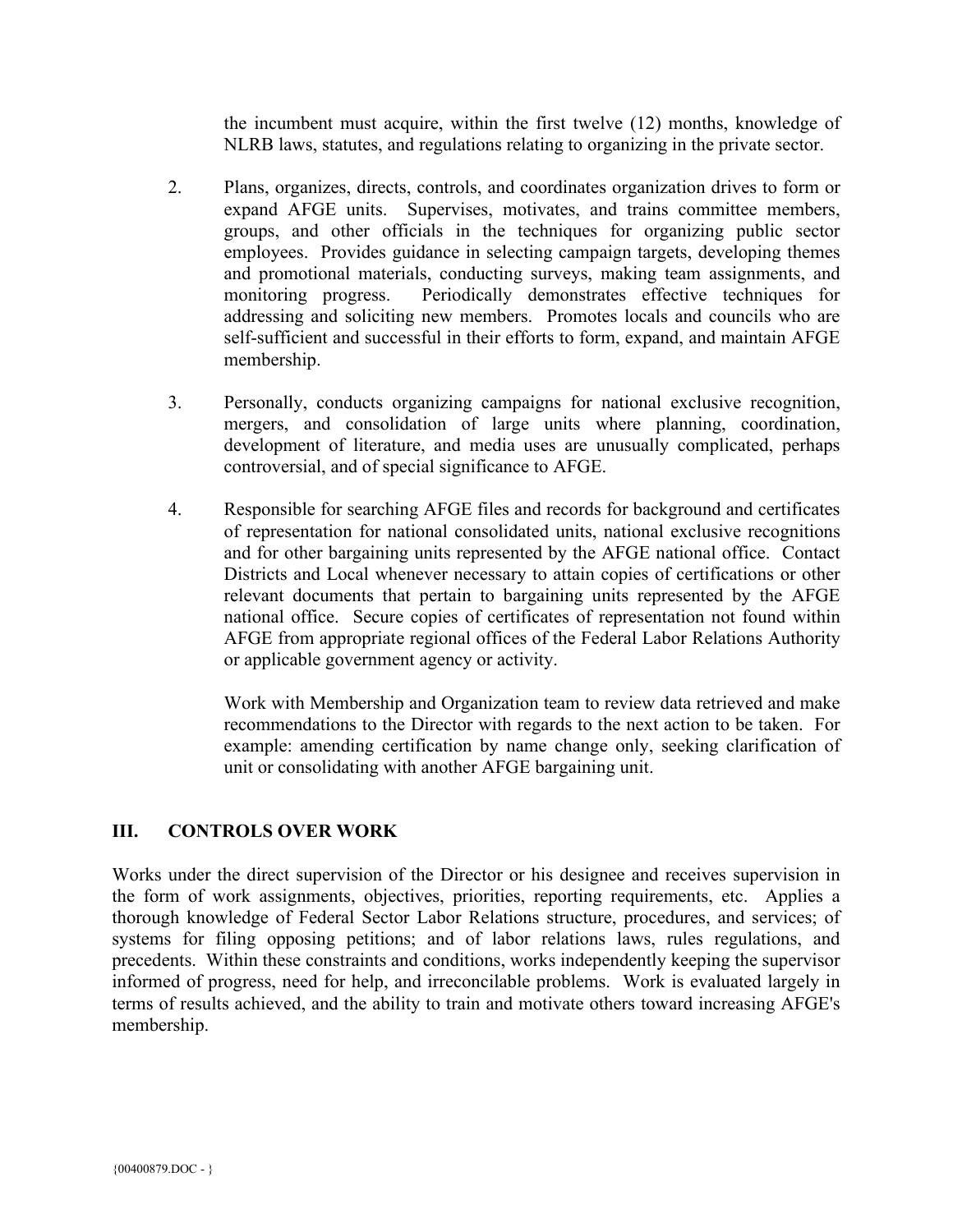the incumbent must acquire, within the first twelve (12) months, knowledge of NLRB laws, statutes, and regulations relating to organizing in the private sector.

2. Plans, organizes, directs, controls, and coordinates organization drives to form or expand AFGE units. Supervises, motivates, and trains committee members, groups, and other officials in the techniques for organizing public sector employees. Provides guidance in selecting campaign targets, developing themes and promotional materials, conducting surveys, making team assignments, and monitoring progress. Periodically demonstrates effective techniques for addressing and soliciting new members. Promotes locals and councils who are self-sufficient and successful in their efforts to form, expand, and maintain AFGE membership.

3. Personally, conducts organizing campaigns for national exclusive recognition, mergers, and consolidation of large units where planning, coordination, development of literature, and media uses are unusually complicated, perhaps controversial, and of special significance to AFGE.

4. Responsible for searching AFGE files and records for background and certificates of representation for national consolidated units, national exclusive recognitions and for other bargaining units represented by the AFGE national office. Contact Districts and Local whenever necessary to attain copies of certifications or other relevant documents that pertain to bargaining units represented by the AFGE national office. Secure copies of certificates of representation not found within AFGE from appropriate regional offices of the Federal Labor Relations Authority or applicable government agency or activity.

   Work with Membership and Organization team to review data retrieved and make recommendations to the Director with regards to the next action to be taken. For example: amending certification by name change only, seeking clarification of unit or consolidating with another AFGE bargaining unit.

## III. CONTROLS OVER WORK

Works under the direct supervision of the Director or his designee and receives supervision in the form of work assignments, objectives, priorities, reporting requirements, etc. Applies a thorough knowledge of Federal Sector Labor Relations structure, procedures, and services; of systems for filing opposing petitions; and of labor relations laws, rules regulations, and precedents. Within these constraints and conditions, works independently keeping the supervisor informed of progress, need for help, and irreconcilable problems. Work is evaluated largely in terms of results achieved, and the ability to train and motivate others toward increasing AFGE's membership.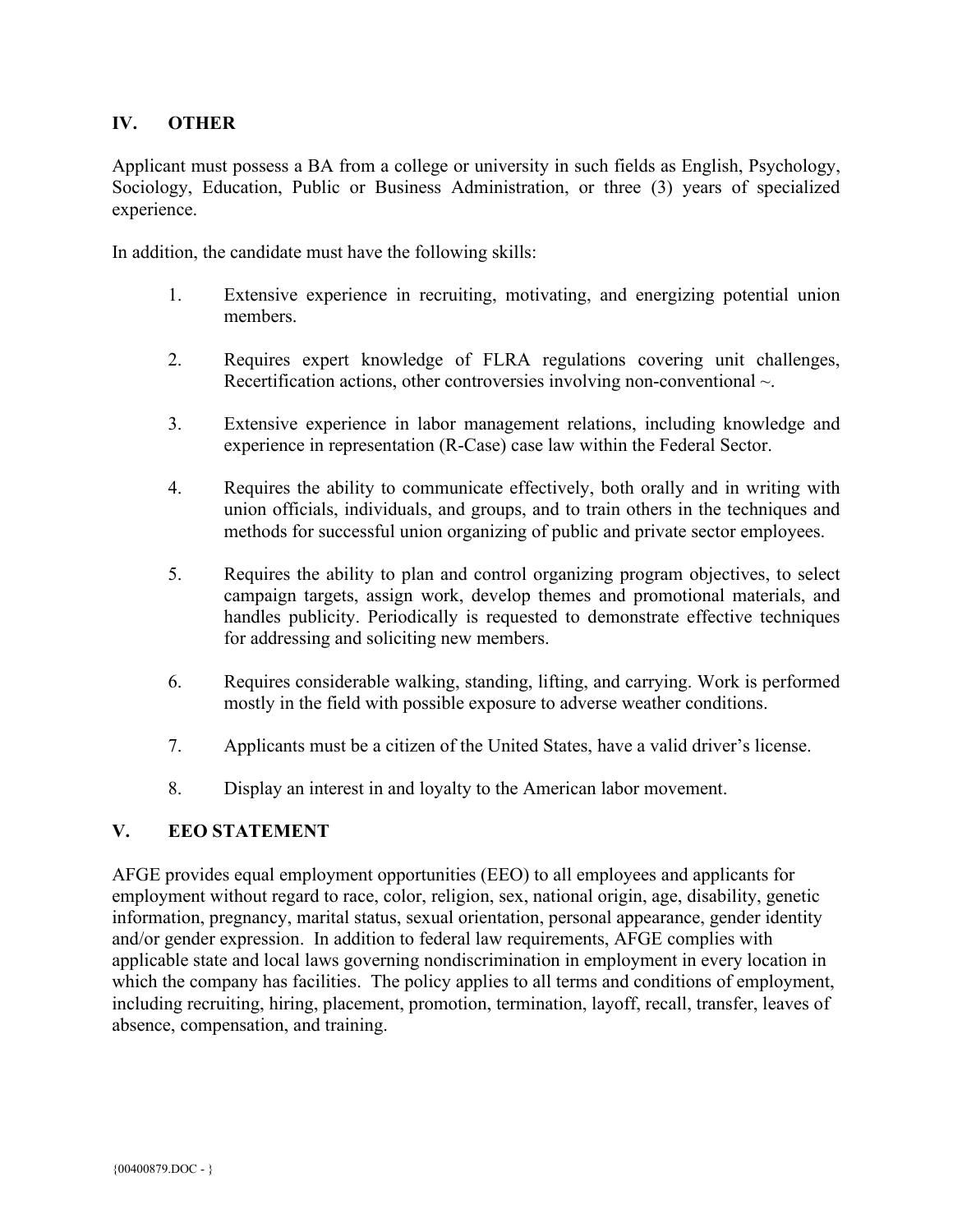## IV. OTHER

Applicant must possess a BA from a college or university in such fields as English, Psychology, Sociology, Education, Public or Business Administration, or three (3) years of specialized experience.

In addition, the candidate must have the following skills:

1. Extensive experience in recruiting, motivating, and energizing potential union members.

2. Requires expert knowledge of FLRA regulations covering unit challenges, Recertification actions, other controversies involving non-conventional ~.

3. Extensive experience in labor management relations, including knowledge and experience in representation (R-Case) case law within the Federal Sector.

4. Requires the ability to communicate effectively, both orally and in writing with union officials, individuals, and groups, and to train others in the techniques and methods for successful union organizing of public and private sector employees.

5. Requires the ability to plan and control organizing program objectives, to select campaign targets, assign work, develop themes and promotional materials, and handles publicity. Periodically is requested to demonstrate effective techniques for addressing and soliciting new members.

6. Requires considerable walking, standing, lifting, and carrying. Work is performed mostly in the field with possible exposure to adverse weather conditions.

7. Applicants must be a citizen of the United States, have a valid driver's license.

8. Display an interest in and loyalty to the American labor movement.

## V. EEO STATEMENT

AFGE provides equal employment opportunities (EEO) to all employees and applicants for employment without regard to race, color, religion, sex, national origin, age, disability, genetic information, pregnancy, marital status, sexual orientation, personal appearance, gender identity and/or gender expression. In addition to federal law requirements, AFGE complies with applicable state and local laws governing nondiscrimination in employment in every location in which the company has facilities. The policy applies to all terms and conditions of employment, including recruiting, hiring, placement, promotion, termination, layoff, recall, transfer, leaves of absence, compensation, and training.

{00400879.DOC - }